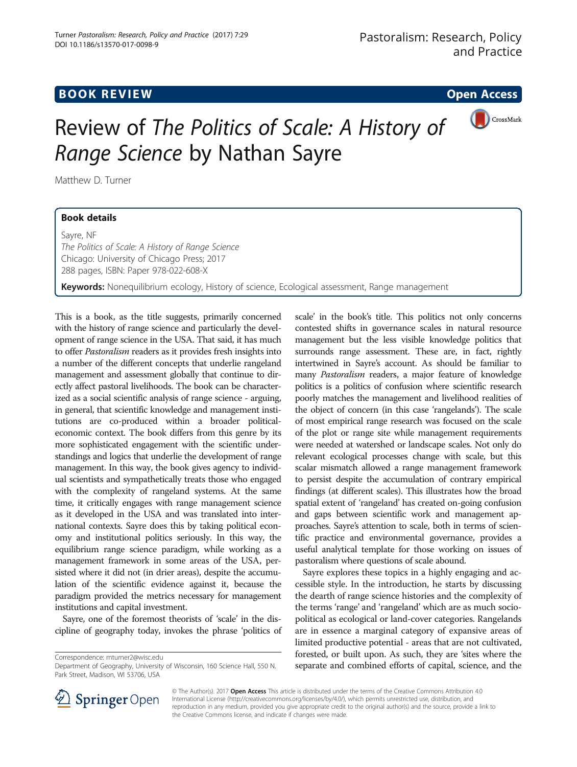**BOOK REVIEW** **Open Access**

# Review of *The Politics of Scale: A History of Range Science* by Nathan Sayre

Matthew D. Turner

**Book details**

Sayre, NF
*The Politics of Scale: A History of Range Science*
Chicago: University of Chicago Press; 2017
288 pages, ISBN: Paper 978-022-608-X

**Keywords:** Nonequilibrium ecology, History of science, Ecological assessment, Range management

This is a book, as the title suggests, primarily concerned with the history of range science and particularly the development of range science in the USA. That said, it has much to offer *Pastoralism* readers as it provides fresh insights into a number of the different concepts that underlie rangeland management and assessment globally that continue to directly affect pastoral livelihoods. The book can be characterized as a social scientific analysis of range science - arguing, in general, that scientific knowledge and management institutions are co-produced within a broader political-economic context. The book differs from this genre by its more sophisticated engagement with the scientific understandings and logics that underlie the development of range management. In this way, the book gives agency to individual scientists and sympathetically treats those who engaged with the complexity of rangeland systems. At the same time, it critically engages with range management science as it developed in the USA and was translated into international contexts. Sayre does this by taking political economy and institutional politics seriously. In this way, the equilibrium range science paradigm, while working as a management framework in some areas of the USA, persisted where it did not (in drier areas), despite the accumulation of the scientific evidence against it, because the paradigm provided the metrics necessary for management institutions and capital investment.

Sayre, one of the foremost theorists of 'scale' in the discipline of geography today, invokes the phrase 'politics of scale' in the book's title. This politics not only concerns contested shifts in governance scales in natural resource management but the less visible knowledge politics that surrounds range assessment. These are, in fact, rightly intertwined in Sayre's account. As should be familiar to many *Pastoralism* readers, a major feature of knowledge politics is a politics of confusion where scientific research poorly matches the management and livelihood realities of the object of concern (in this case 'rangelands'). The scale of most empirical range research was focused on the scale of the plot or range site while management requirements were needed at watershed or landscape scales. Not only do relevant ecological processes change with scale, but this scalar mismatch allowed a range management framework to persist despite the accumulation of contrary empirical findings (at different scales). This illustrates how the broad spatial extent of 'rangeland' has created on-going confusion and gaps between scientific work and management approaches. Sayre's attention to scale, both in terms of scientific practice and environmental governance, provides a useful analytical template for those working on issues of pastoralism where questions of scale abound.

Sayre explores these topics in a highly engaging and accessible style. In the introduction, he starts by discussing the dearth of range science histories and the complexity of the terms 'range' and 'rangeland' which are as much socio-political as ecological or land-cover categories. Rangelands are in essence a marginal category of expansive areas of limited productive potential - areas that are not cultivated, forested, or built upon. As such, they are 'sites where the separate and combined efforts of capital, science, and the

Correspondence: mturner2@wisc.edu
Department of Geography, University of Wisconsin, 160 Science Hall, 550 N. Park Street, Madison, WI 53706, USA

© The Author(s). 2017 **Open Access** This article is distributed under the terms of the Creative Commons Attribution 4.0 International License (http://creativecommons.org/licenses/by/4.0/), which permits unrestricted use, distribution, and reproduction in any medium, provided you give appropriate credit to the original author(s) and the source, provide a link to the Creative Commons license, and indicate if changes were made.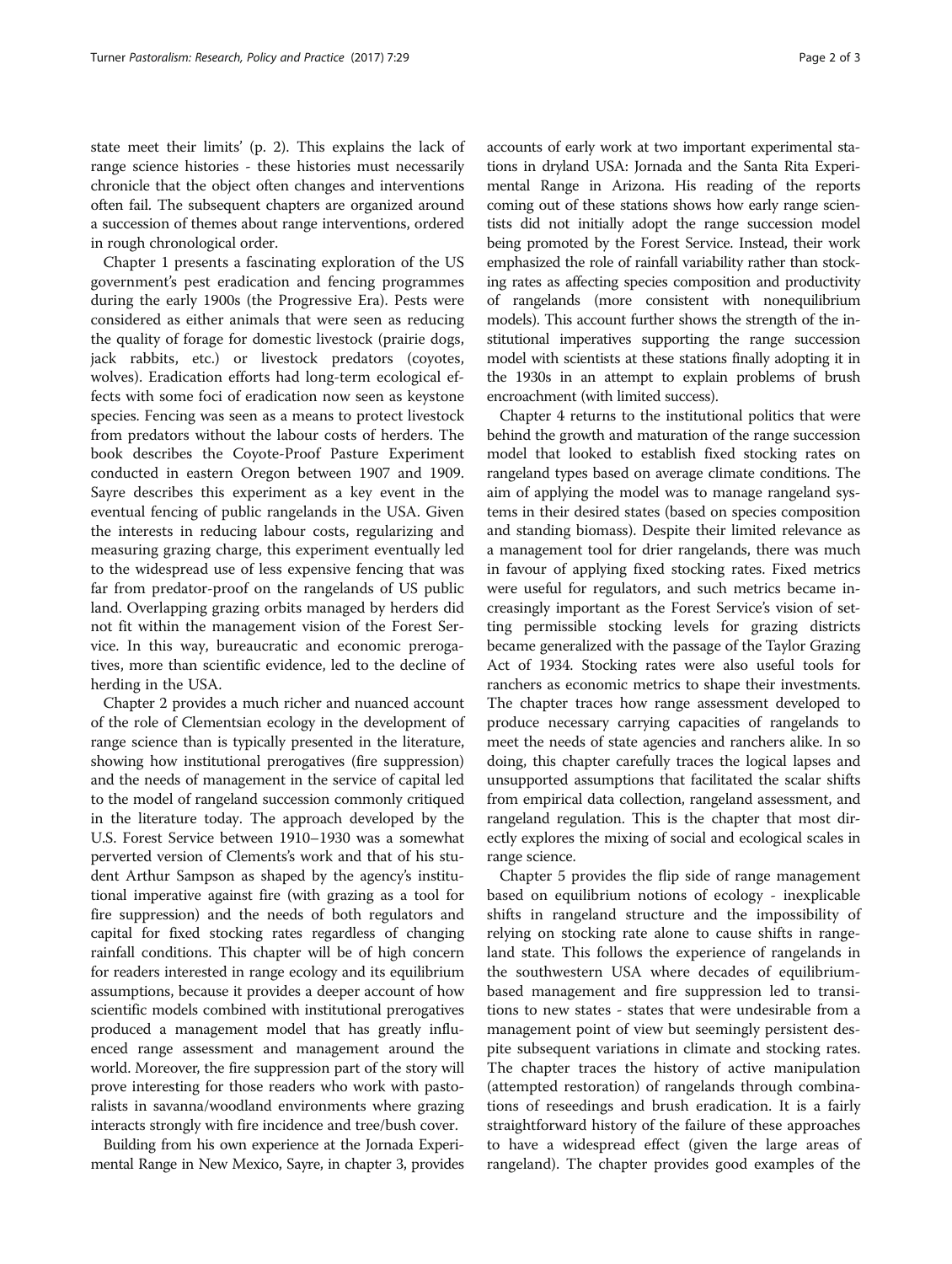state meet their limits' (p. 2). This explains the lack of range science histories - these histories must necessarily chronicle that the object often changes and interventions often fail. The subsequent chapters are organized around a succession of themes about range interventions, ordered in rough chronological order.

Chapter 1 presents a fascinating exploration of the US government's pest eradication and fencing programmes during the early 1900s (the Progressive Era). Pests were considered as either animals that were seen as reducing the quality of forage for domestic livestock (prairie dogs, jack rabbits, etc.) or livestock predators (coyotes, wolves). Eradication efforts had long-term ecological effects with some foci of eradication now seen as keystone species. Fencing was seen as a means to protect livestock from predators without the labour costs of herders. The book describes the Coyote-Proof Pasture Experiment conducted in eastern Oregon between 1907 and 1909. Sayre describes this experiment as a key event in the eventual fencing of public rangelands in the USA. Given the interests in reducing labour costs, regularizing and measuring grazing charge, this experiment eventually led to the widespread use of less expensive fencing that was far from predator-proof on the rangelands of US public land. Overlapping grazing orbits managed by herders did not fit within the management vision of the Forest Service. In this way, bureaucratic and economic prerogatives, more than scientific evidence, led to the decline of herding in the USA.

Chapter 2 provides a much richer and nuanced account of the role of Clementsian ecology in the development of range science than is typically presented in the literature, showing how institutional prerogatives (fire suppression) and the needs of management in the service of capital led to the model of rangeland succession commonly critiqued in the literature today. The approach developed by the U.S. Forest Service between 1910–1930 was a somewhat perverted version of Clements's work and that of his student Arthur Sampson as shaped by the agency's institutional imperative against fire (with grazing as a tool for fire suppression) and the needs of both regulators and capital for fixed stocking rates regardless of changing rainfall conditions. This chapter will be of high concern for readers interested in range ecology and its equilibrium assumptions, because it provides a deeper account of how scientific models combined with institutional prerogatives produced a management model that has greatly influenced range assessment and management around the world. Moreover, the fire suppression part of the story will prove interesting for those readers who work with pastoralists in savanna/woodland environments where grazing interacts strongly with fire incidence and tree/bush cover.

Building from his own experience at the Jornada Experimental Range in New Mexico, Sayre, in chapter 3, provides accounts of early work at two important experimental stations in dryland USA: Jornada and the Santa Rita Experimental Range in Arizona. His reading of the reports coming out of these stations shows how early range scientists did not initially adopt the range succession model being promoted by the Forest Service. Instead, their work emphasized the role of rainfall variability rather than stocking rates as affecting species composition and productivity of rangelands (more consistent with nonequilibrium models). This account further shows the strength of the institutional imperatives supporting the range succession model with scientists at these stations finally adopting it in the 1930s in an attempt to explain problems of brush encroachment (with limited success).

Chapter 4 returns to the institutional politics that were behind the growth and maturation of the range succession model that looked to establish fixed stocking rates on rangeland types based on average climate conditions. The aim of applying the model was to manage rangeland systems in their desired states (based on species composition and standing biomass). Despite their limited relevance as a management tool for drier rangelands, there was much in favour of applying fixed stocking rates. Fixed metrics were useful for regulators, and such metrics became increasingly important as the Forest Service's vision of setting permissible stocking levels for grazing districts became generalized with the passage of the Taylor Grazing Act of 1934. Stocking rates were also useful tools for ranchers as economic metrics to shape their investments. The chapter traces how range assessment developed to produce necessary carrying capacities of rangelands to meet the needs of state agencies and ranchers alike. In so doing, this chapter carefully traces the logical lapses and unsupported assumptions that facilitated the scalar shifts from empirical data collection, rangeland assessment, and rangeland regulation. This is the chapter that most directly explores the mixing of social and ecological scales in range science.

Chapter 5 provides the flip side of range management based on equilibrium notions of ecology - inexplicable shifts in rangeland structure and the impossibility of relying on stocking rate alone to cause shifts in rangeland state. This follows the experience of rangelands in the southwestern USA where decades of equilibrium-based management and fire suppression led to transitions to new states - states that were undesirable from a management point of view but seemingly persistent despite subsequent variations in climate and stocking rates. The chapter traces the history of active manipulation (attempted restoration) of rangelands through combinations of reseedings and brush eradication. It is a fairly straightforward history of the failure of these approaches to have a widespread effect (given the large areas of rangeland). The chapter provides good examples of the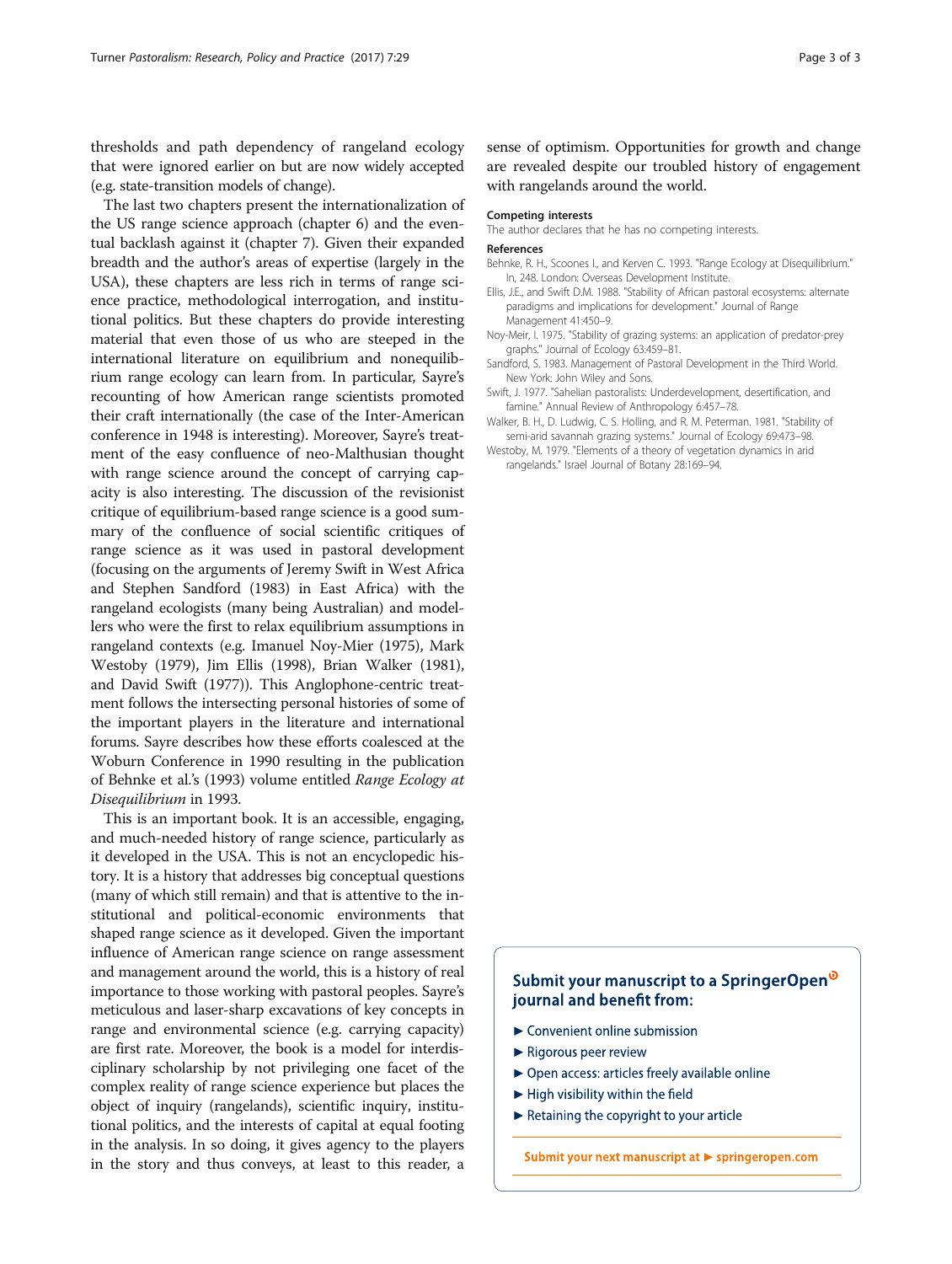thresholds and path dependency of rangeland ecology that were ignored earlier on but are now widely accepted (e.g. state-transition models of change).

The last two chapters present the internationalization of the US range science approach (chapter 6) and the eventual backlash against it (chapter 7). Given their expanded breadth and the author's areas of expertise (largely in the USA), these chapters are less rich in terms of range science practice, methodological interrogation, and institutional politics. But these chapters do provide interesting material that even those of us who are steeped in the international literature on equilibrium and nonequilibrium range ecology can learn from. In particular, Sayre's recounting of how American range scientists promoted their craft internationally (the case of the Inter-American conference in 1948 is interesting). Moreover, Sayre's treatment of the easy confluence of neo-Malthusian thought with range science around the concept of carrying capacity is also interesting. The discussion of the revisionist critique of equilibrium-based range science is a good summary of the confluence of social scientific critiques of range science as it was used in pastoral development (focusing on the arguments of Jeremy Swift in West Africa and Stephen Sandford (1983) in East Africa) with the rangeland ecologists (many being Australian) and modellers who were the first to relax equilibrium assumptions in rangeland contexts (e.g. Imanuel Noy-Mier (1975), Mark Westoby (1979), Jim Ellis (1998), Brian Walker (1981), and David Swift (1977)). This Anglophone-centric treatment follows the intersecting personal histories of some of the important players in the literature and international forums. Sayre describes how these efforts coalesced at the Woburn Conference in 1990 resulting in the publication of Behnke et al.'s (1993) volume entitled *Range Ecology at Disequilibrium* in 1993.

This is an important book. It is an accessible, engaging, and much-needed history of range science, particularly as it developed in the USA. This is not an encyclopedic history. It is a history that addresses big conceptual questions (many of which still remain) and that is attentive to the institutional and political-economic environments that shaped range science as it developed. Given the important influence of American range science on range assessment and management around the world, this is a history of real importance to those working with pastoral peoples. Sayre's meticulous and laser-sharp excavations of key concepts in range and environmental science (e.g. carrying capacity) are first rate. Moreover, the book is a model for interdisciplinary scholarship by not privileging one facet of the complex reality of range science experience but places the object of inquiry (rangelands), scientific inquiry, institutional politics, and the interests of capital at equal footing in the analysis. In so doing, it gives agency to the players in the story and thus conveys, at least to this reader, a sense of optimism. Opportunities for growth and change are revealed despite our troubled history of engagement with rangelands around the world.

#### Competing interests

The author declares that he has no competing interests.

#### References

Behnke, R. H., Scoones I., and Kerven C. 1993. "Range Ecology at Disequilibrium." In, 248. London: Overseas Development Institute.

Ellis, J.E., and Swift D.M. 1988. "Stability of African pastoral ecosystems: alternate paradigms and implications for development." Journal of Range Management 41:450–9.

Noy-Meir, I. 1975. "Stability of grazing systems: an application of predator-prey graphs." Journal of Ecology 63:459–81.

Sandford, S. 1983. Management of Pastoral Development in the Third World. New York: John Wiley and Sons.

Swift, J. 1977. "Sahelian pastoralists: Underdevelopment, desertification, and famine." Annual Review of Anthropology 6:457–78.

Walker, B. H., D. Ludwig, C. S. Holling, and R. M. Peterman. 1981. "Stability of semi-arid savannah grazing systems." Journal of Ecology 69:473–98.

Westoby, M. 1979. "Elements of a theory of vegetation dynamics in arid rangelands." Israel Journal of Botany 28:169–94.